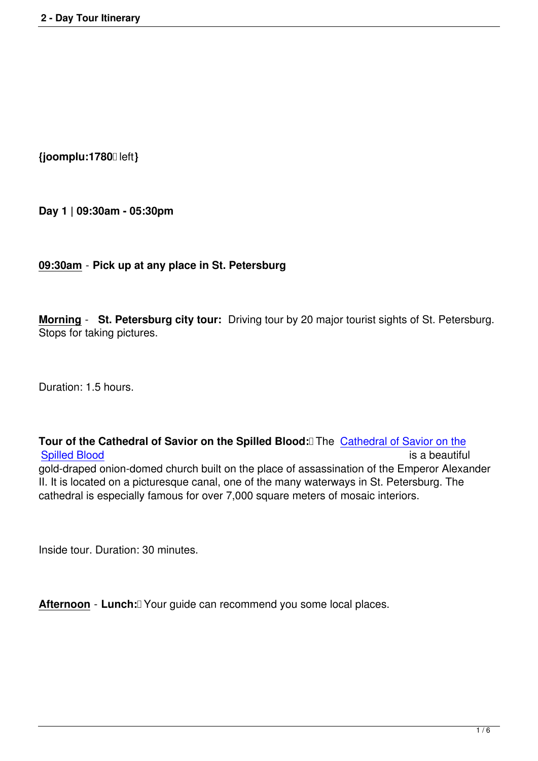{joomplu:1780 left}

**Day 1 | 09:30am - 05:30pm**

**09:30am** - **Pick up at any place in St. Petersburg**

**Morning** - **St. Petersburg city tour:** Driving tour by 20 major tourist sights of St. Petersburg. Stops for taking pictures.

Duration: 1.5 hours.

**Tour of the Cathedral of Savior on the Spilled Blood:** The Cathedral of Savior on the Spilled Blood is a beautiful gold-draped onion-domed church built on the place of assassination of the Emperor Alexander II. It is located on a picturesque canal, one of the many waterways in St. Petersburg. The cathedral is especially famous for over 7,000 square meters of mosaic interiors.

Inside tour. Duration: 30 minutes.

**Afternoon** - **Lunch:** Your guide can recommend you some local places.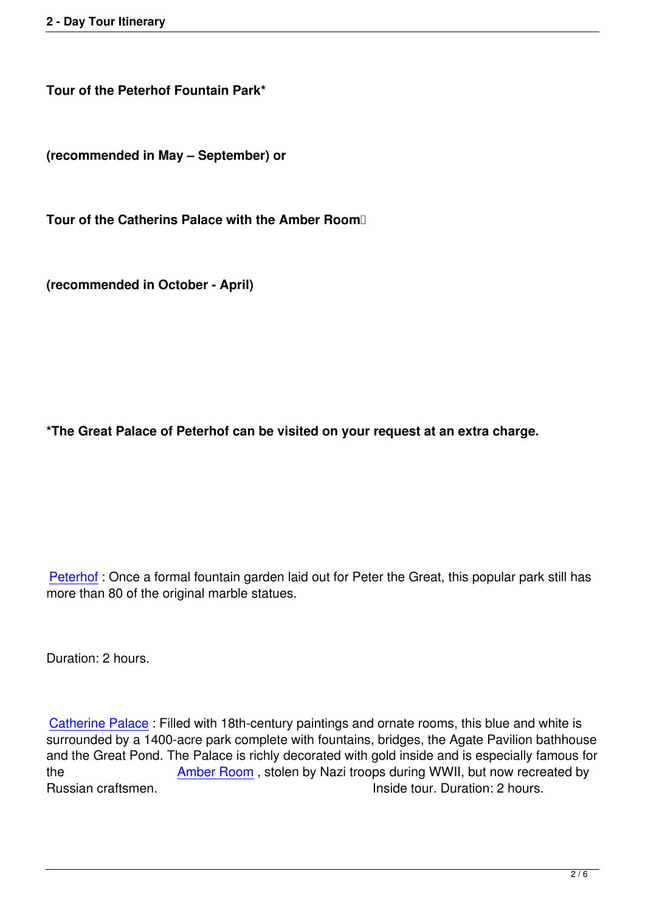**Tour of the Peterhof Fountain Park***

**(recommended in May – September) or**

**Tour of the Catherins Palace with the Amber Room**

**(recommended in October - April)**

***The Great Palace of Peterhof can be visited on your request at an extra charge.**

Peterhof : Once a formal fountain garden laid out for Peter the Great, this popular park still has more than 80 of the original marble statues.

Duration: 2 hours.

Catherine Palace : Filled with 18th-century paintings and ornate rooms, this blue and white is surrounded by a 1400-acre park complete with fountains, bridges, the Agate Pavilion bathhouse and the Great Pond. The Palace is richly decorated with gold inside and is especially famous for the Amber Room , stolen by Nazi troops during WWII, but now recreated by Russian craftsmen. Inside tour. Duration: 2 hours.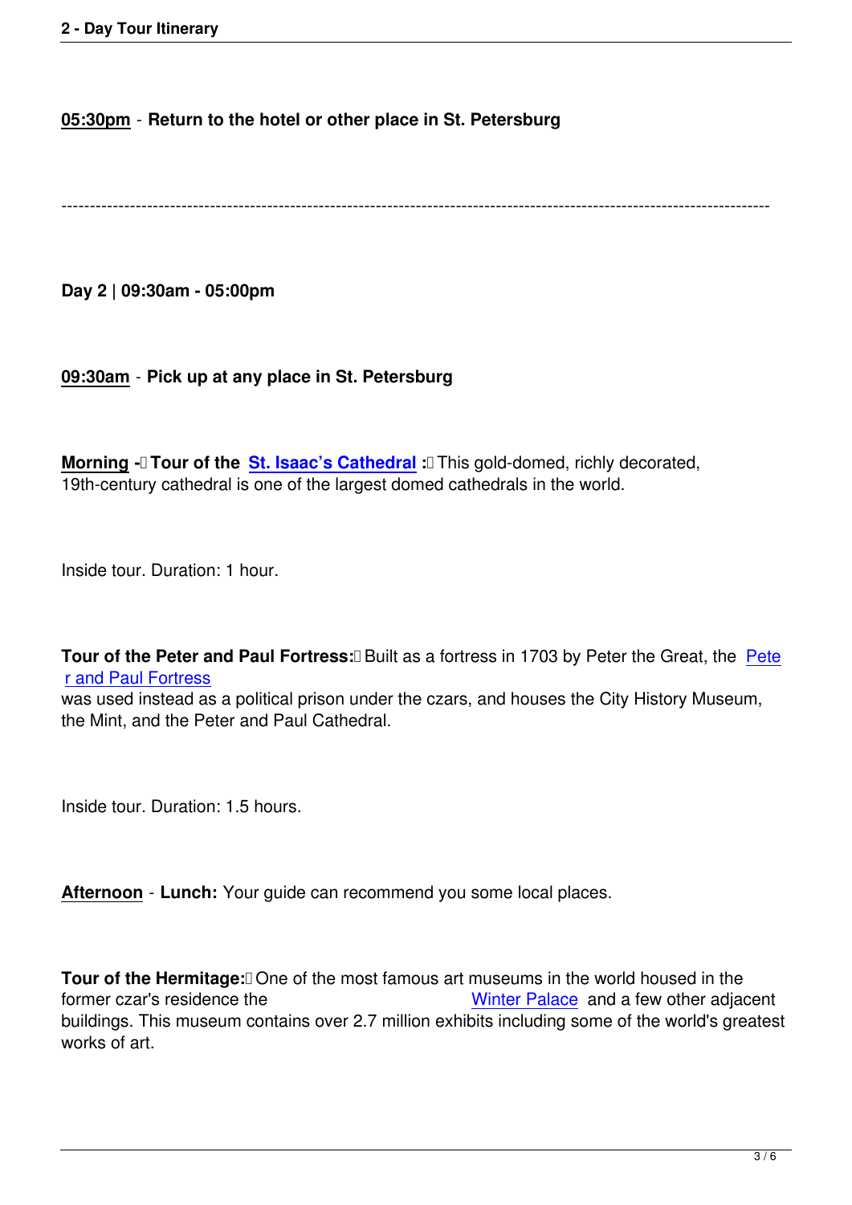**05:30pm** - **Return to the hotel or other place in St. Petersburg**

---

**Day 2 | 09:30am - 05:00pm**

**09:30am** - **Pick up at any place in St. Petersburg**

**Morning** - **Tour of the St. Isaac's Cathedral:** This gold-domed, richly decorated, 19th-century cathedral is one of the largest domed cathedrals in the world.

Inside tour. Duration: 1 hour.

**Tour of the Peter and Paul Fortress:** Built as a fortress in 1703 by Peter the Great, the Peter and Paul Fortress was used instead as a political prison under the czars, and houses the City History Museum, the Mint, and the Peter and Paul Cathedral.

Inside tour. Duration: 1.5 hours.

**Afternoon** - **Lunch:** Your guide can recommend you some local places.

**Tour of the Hermitage:** One of the most famous art museums in the world housed in the former czar's residence the Winter Palace and a few other adjacent buildings. This museum contains over 2.7 million exhibits including some of the world's greatest works of art.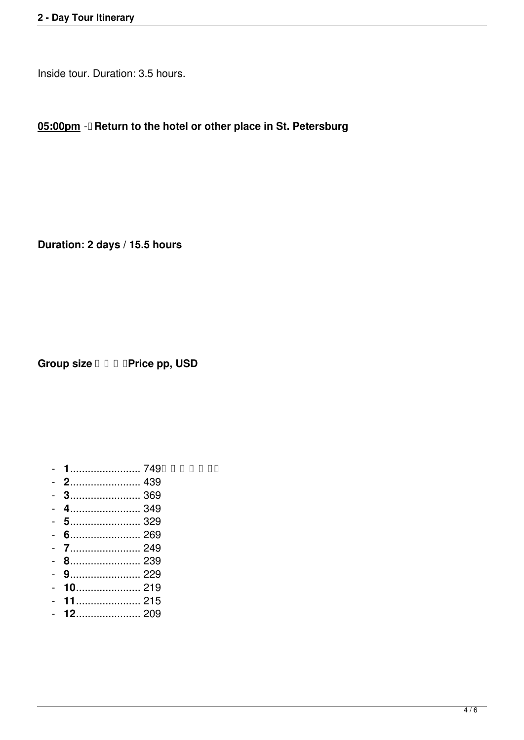Inside tour. Duration: 3.5 hours.

**05:00pm** - **Return to the hotel or other place in St. Petersburg**

**Duration: 2 days / 15.5 hours**

**Group size Price pp, USD**

- **1**........................ 749
- **2**........................ 439
- **3**........................ 369
- **4**........................ 349
- **5**........................ 329
- **6**........................ 269
- **7**........................ 249
- **8**........................ 239
- **9**........................ 229
- **10**...................... 219
- **11**...................... 215
- **12**...................... 209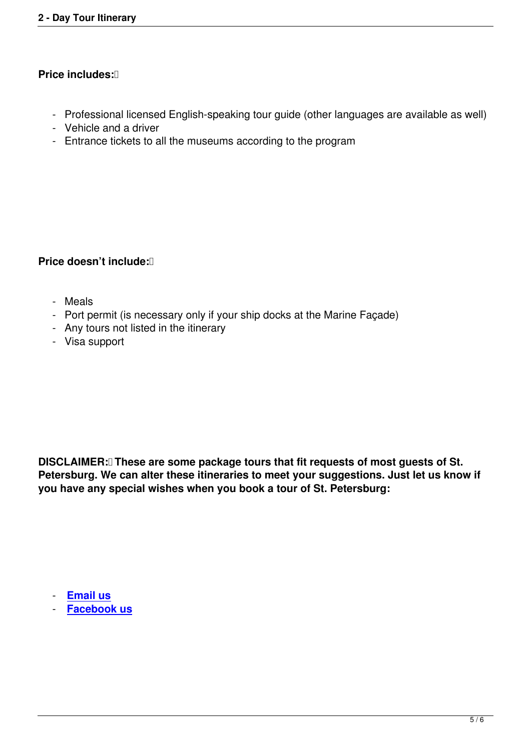**Price includes:**

- Professional licensed English-speaking tour guide (other languages are available as well)
- Vehicle and a driver
- Entrance tickets to all the museums according to the program

**Price doesn't include:**

- Meals
- Port permit (is necessary only if your ship docks at the Marine Façade)
- Any tours not listed in the itinerary
- Visa support

**DISCLAIMER: These are some package tours that fit requests of most guests of St. Petersburg. We can alter these itineraries to meet your suggestions. Just let us know if you have any special wishes when you book a tour of St. Petersburg:**

- **Email us**
- **Facebook us**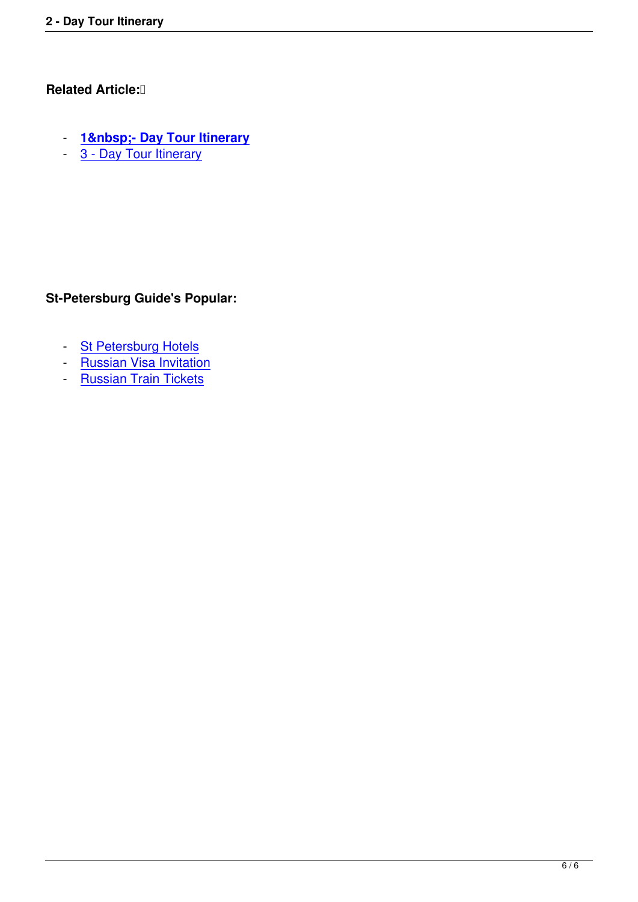**Related Article:**

- **1&nbsp;- Day Tour Itinerary**
- 3 - Day Tour Itinerary

**St-Petersburg Guide's Popular:**

- St Petersburg Hotels
- Russian Visa Invitation
- Russian Train Tickets